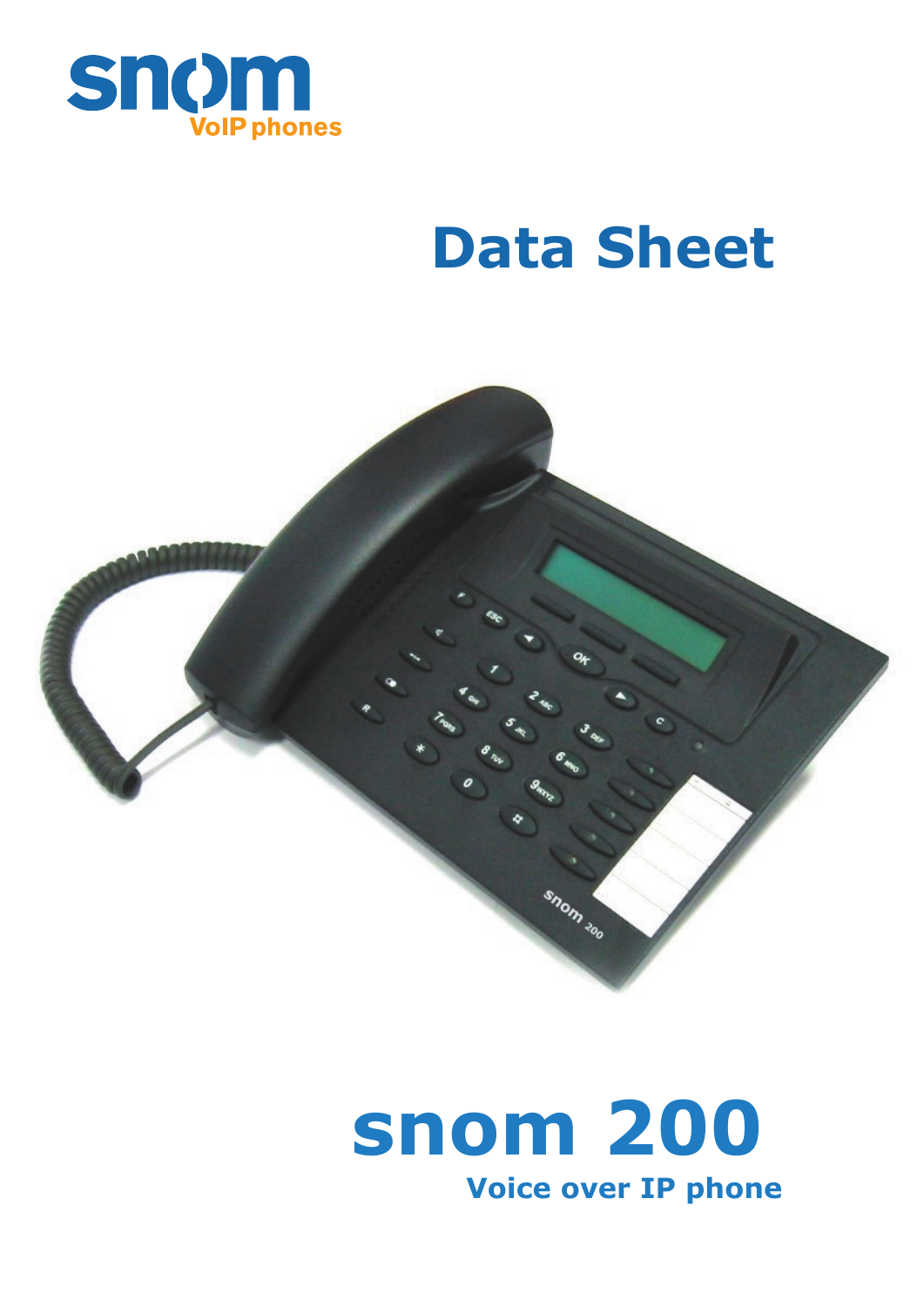snom VoIP phones

# Data Sheet

# snom 200

## Voice over IP phone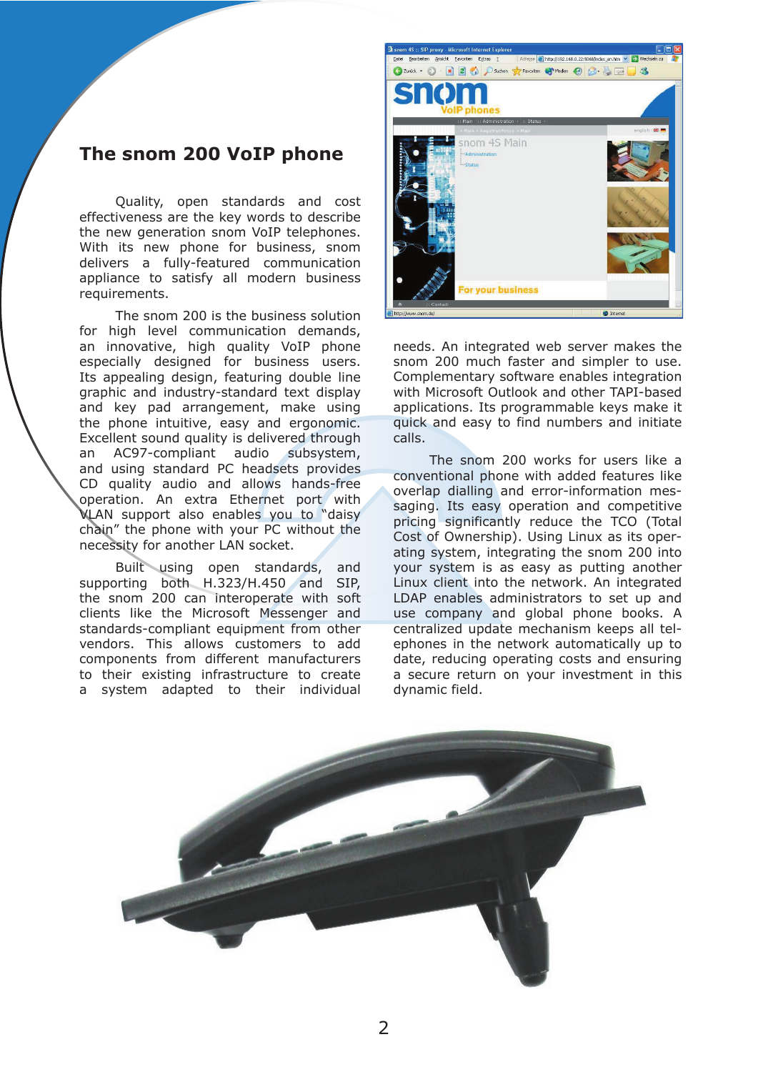## The snom 200 VoIP phone

Quality, open standards and cost effectiveness are the key words to describe the new generation snom VoIP telephones. With its new phone for business, snom delivers a fully-featured communication appliance to satisfy all modern business requirements.

The snom 200 is the business solution for high level communication demands, an innovative, high quality VoIP phone especially designed for business users. Its appealing design, featuring double line graphic and industry-standard text display and key pad arrangement, make using the phone intuitive, easy and ergonomic. Excellent sound quality is delivered through an AC97-compliant audio subsystem, and using standard PC headsets provides CD quality audio and allows hands-free operation. An extra Ethernet port with VLAN support also enables you to "daisy chain" the phone with your PC without the necessity for another LAN socket.

Built using open standards, and supporting both H.323/H.450 and SIP, the snom 200 can interoperate with soft clients like the Microsoft Messenger and standards-compliant equipment from other vendors. This allows customers to add components from different manufacturers to their existing infrastructure to create a system adapted to their individual needs. An integrated web server makes the snom 200 much faster and simpler to use. Complementary software enables integration with Microsoft Outlook and other TAPI-based applications. Its programmable keys make it quick and easy to find numbers and initiate calls.

The snom 200 works for users like a conventional phone with added features like overlap dialling and error-information messaging. Its easy operation and competitive pricing significantly reduce the TCO (Total Cost of Ownership). Using Linux as its operating system, integrating the snom 200 into your system is as easy as putting another Linux client into the network. An integrated LDAP enables administrators to set up and use company and global phone books. A centralized update mechanism keeps all telephones in the network automatically up to date, reducing operating costs and ensuring a secure return on your investment in this dynamic field.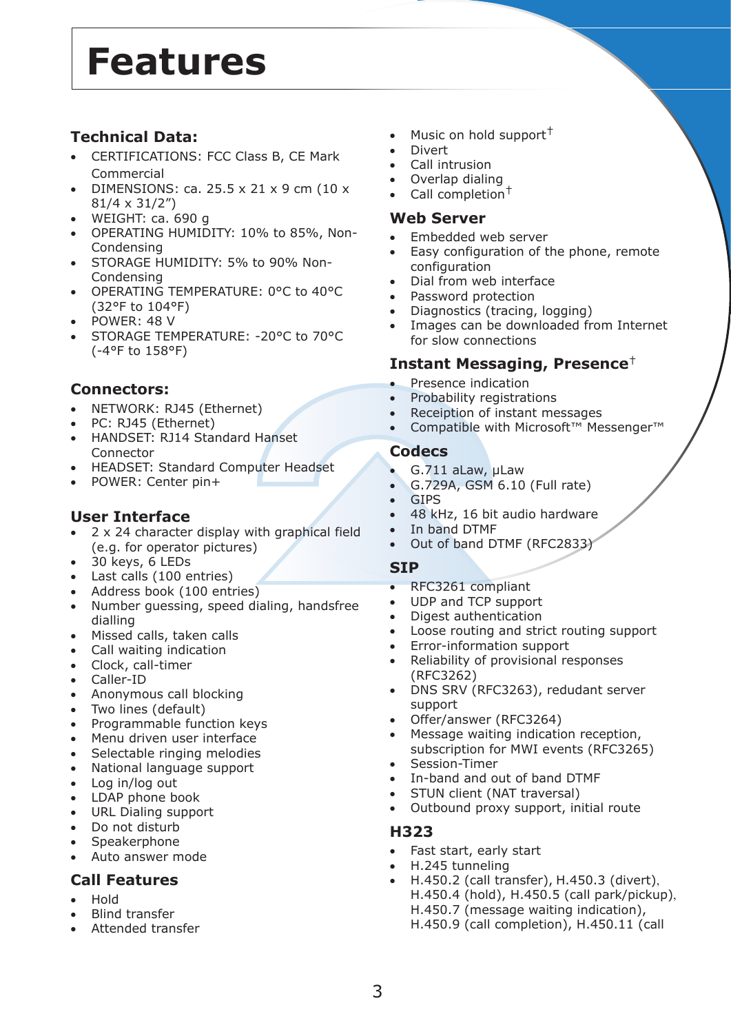# Features

## Technical Data:

- CERTIFICATIONS: FCC Class B, CE Mark Commercial
- DIMENSIONS: ca. 25.5 x 21 x 9 cm (10 x 81/4 x 31/2”)
- WEIGHT: ca. 690 g
- OPERATING HUMIDITY: 10% to 85%, Non-Condensing
- STORAGE HUMIDITY: 5% to 90% Non-Condensing
- OPERATING TEMPERATURE: 0°C to 40°C (32°F to 104°F)
- POWER: 48 V
- STORAGE TEMPERATURE: -20°C to 70°C (-4°F to 158°F)

## Connectors:

- NETWORK: RJ45 (Ethernet)
- PC: RJ45 (Ethernet)
- HANDSET: RJ14 Standard Hanset Connector
- HEADSET: Standard Computer Headset
- POWER: Center pin+

## User Interface

- 2 x 24 character display with graphical field (e.g. for operator pictures)
- 30 keys, 6 LEDs
- Last calls (100 entries)
- Address book (100 entries)
- Number guessing, speed dialing, handsfree dialling
- Missed calls, taken calls
- Call waiting indication
- Clock, call-timer
- Caller-ID
- Anonymous call blocking
- Two lines (default)
- Programmable function keys
- Menu driven user interface
- Selectable ringing melodies
- National language support
- Log in/log out
- LDAP phone book
- URL Dialing support
- Do not disturb
- Speakerphone
- Auto answer mode

## Call Features

- Hold
- Blind transfer
- Attended transfer
- Music on hold support†
- Divert
- Call intrusion
- Overlap dialing
- Call completion†

## Web Server

- Embedded web server
- Easy configuration of the phone, remote configuration
- Dial from web interface
- Password protection
- Diagnostics (tracing, logging)
- Images can be downloaded from Internet for slow connections

## Instant Messaging, Presence†

- Presence indication
- Probability registrations
- Receiption of instant messages
- Compatible with Microsoft™ Messenger™

## Codecs

- G.711 aLaw, µLaw
- G.729A, GSM 6.10 (Full rate)
- GIPS
- 48 kHz, 16 bit audio hardware
- In band DTMF
- Out of band DTMF (RFC2833)

## SIP

- RFC3261 compliant
- UDP and TCP support
- Digest authentication
- Loose routing and strict routing support
- Error-information support
- Reliability of provisional responses (RFC3262)
- DNS SRV (RFC3263), redudant server support
- Offer/answer (RFC3264)
- Message waiting indication reception, subscription for MWI events (RFC3265)
- Session-Timer
- In-band and out of band DTMF
- STUN client (NAT traversal)
- Outbound proxy support, initial route

## H323

- Fast start, early start
- H.245 tunneling
- H.450.2 (call transfer), H.450.3 (divert), H.450.4 (hold), H.450.5 (call park/pickup), H.450.7 (message waiting indication), H.450.9 (call completion), H.450.11 (call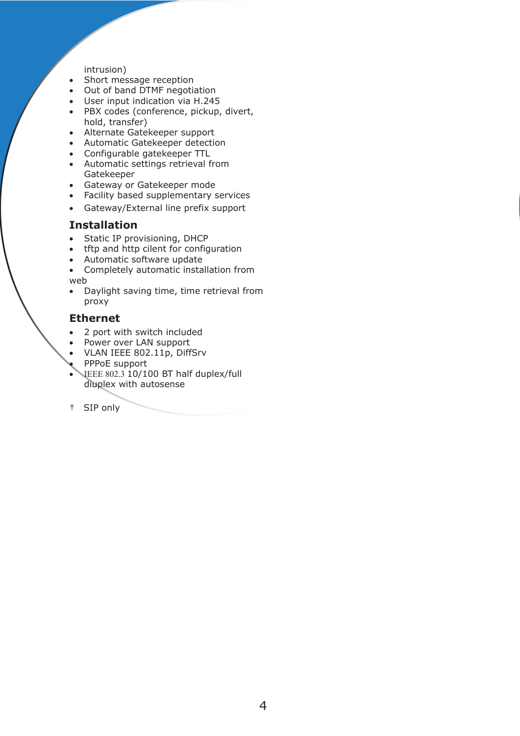intrusion)

- Short message reception
- Out of band DTMF negotiation
- User input indication via H.245
- PBX codes (conference, pickup, divert, hold, transfer)
- Alternate Gatekeeper support
- Automatic Gatekeeper detection
- Configurable gatekeeper TTL
- Automatic settings retrieval from Gatekeeper
- Gateway or Gatekeeper mode
- Facility based supplementary services
- Gateway/External line prefix support

### Installation

- Static IP provisioning, DHCP
- tftp and http cilent for configuration
- Automatic software update
- Completely automatic installation from web
- Daylight saving time, time retrieval from proxy

### Ethernet

- 2 port with switch included
- Power over LAN support
- VLAN IEEE 802.11p, DiffSrv
- PPPoE support
- IEEE 802.3 10/100 BT half duplex/full diuplex with autosense

† SIP only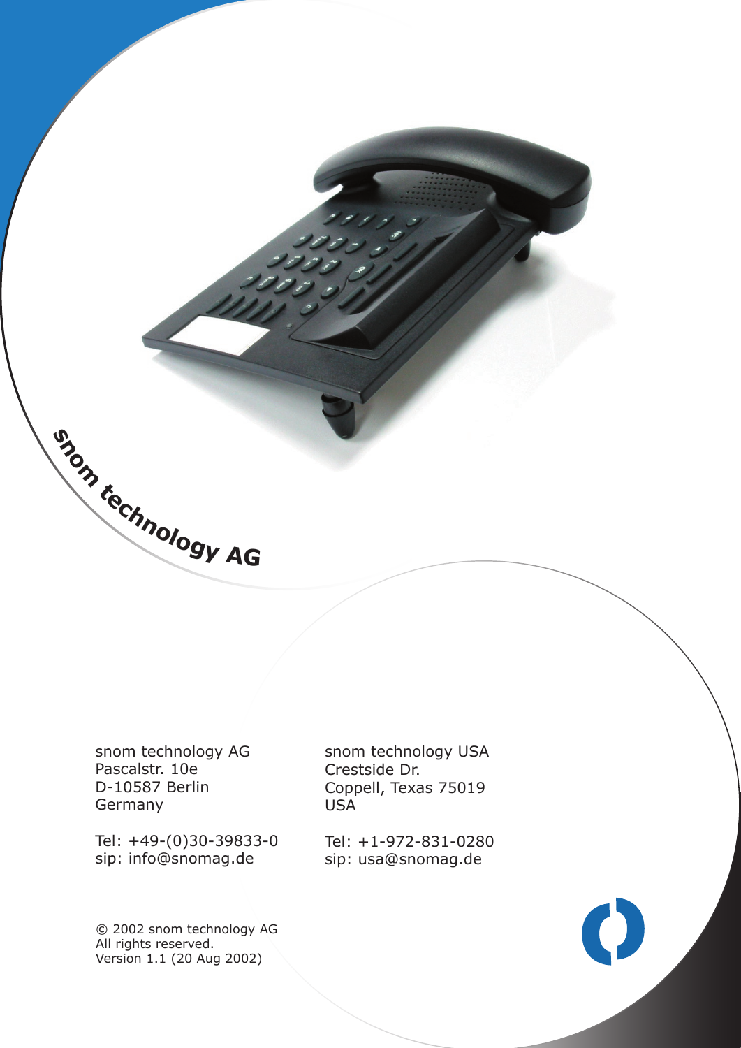snom technology AG

snom technology AG
Pascalstr. 10e
D-10587 Berlin
Germany

Tel: +49-(0)30-39833-0
sip: info@snomag.de

snom technology USA
Crestside Dr.
Coppell, Texas 75019
USA

Tel: +1-972-831-0280
sip: usa@snomag.de

© 2002 snom technology AG
All rights reserved.
Version 1.1 (20 Aug 2002)